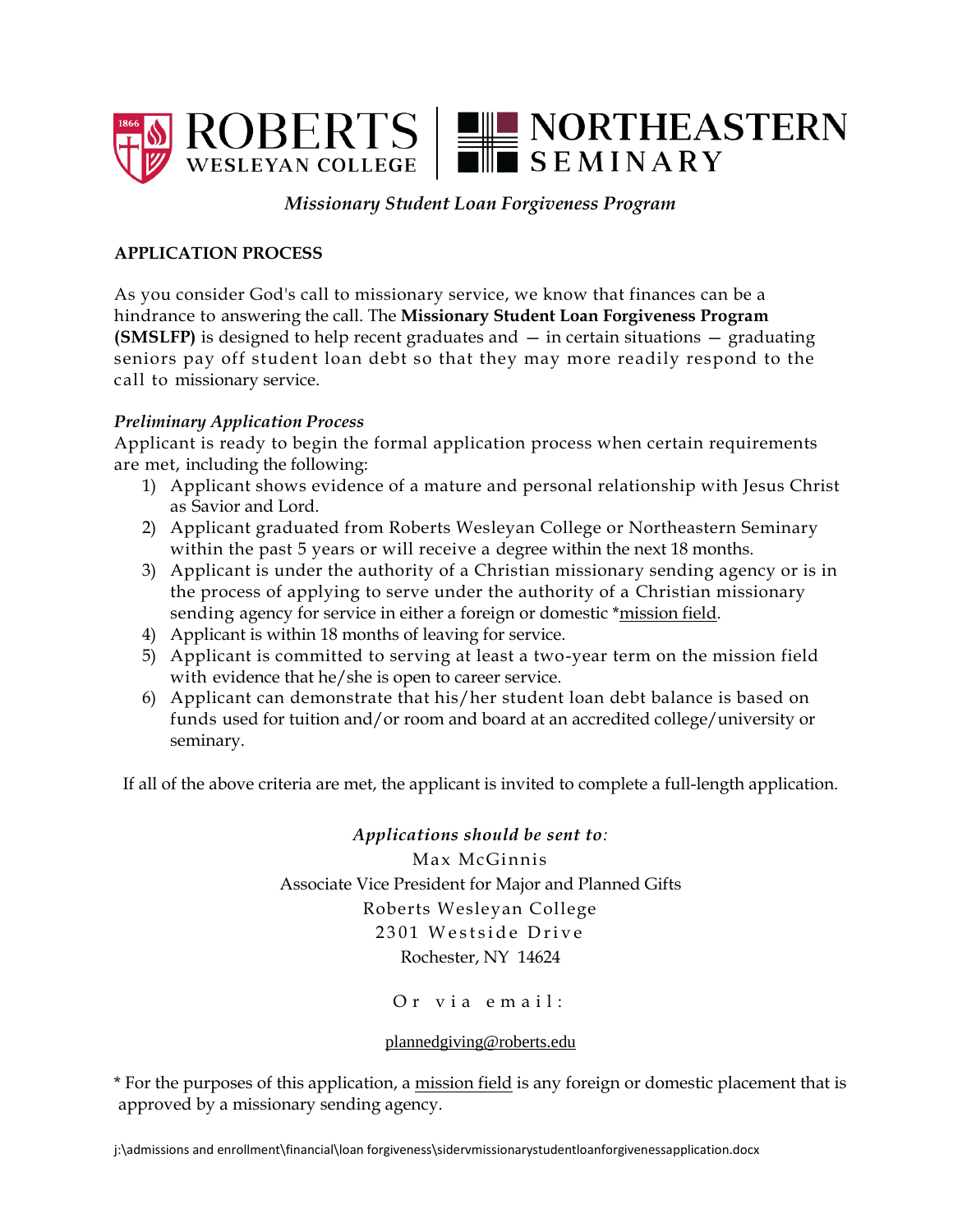ROBERTS WESLEYAN COLLEGE | NORTHEASTERN SEMINARY

*Missionary Student Loan Forgiveness Program*

## APPLICATION PROCESS

As you consider God's call to missionary service, we know that finances can be a hindrance to answering the call. The **Missionary Student Loan Forgiveness Program (SMSLFP)** is designed to help recent graduates and — in certain situations — graduating seniors pay off student loan debt so that they may more readily respond to the call to missionary service.

***Preliminary Application Process***

Applicant is ready to begin the formal application process when certain requirements are met, including the following:

1) Applicant shows evidence of a mature and personal relationship with Jesus Christ as Savior and Lord.
2) Applicant graduated from Roberts Wesleyan College or Northeastern Seminary within the past 5 years or will receive a degree within the next 18 months.
3) Applicant is under the authority of a Christian missionary sending agency or is in the process of applying to serve under the authority of a Christian missionary sending agency for service in either a foreign or domestic *mission field.
4) Applicant is within 18 months of leaving for service.
5) Applicant is committed to serving at least a two-year term on the mission field with evidence that he/she is open to career service.
6) Applicant can demonstrate that his/her student loan debt balance is based on funds used for tuition and/or room and board at an accredited college/university or seminary.

If all of the above criteria are met, the applicant is invited to complete a full-length application.

*Applications should be sent to:*

Max McGinnis
Associate Vice President for Major and Planned Gifts
Roberts Wesleyan College
2301 Westside Drive
Rochester, NY 14624

Or via email:

plannedgiving@roberts.edu

* For the purposes of this application, a mission field is any foreign or domestic placement that is approved by a missionary sending agency.

j:\admissions and enrollment\financial\loan forgiveness\sidervmissionarystudentloanforgivenessapplication.docx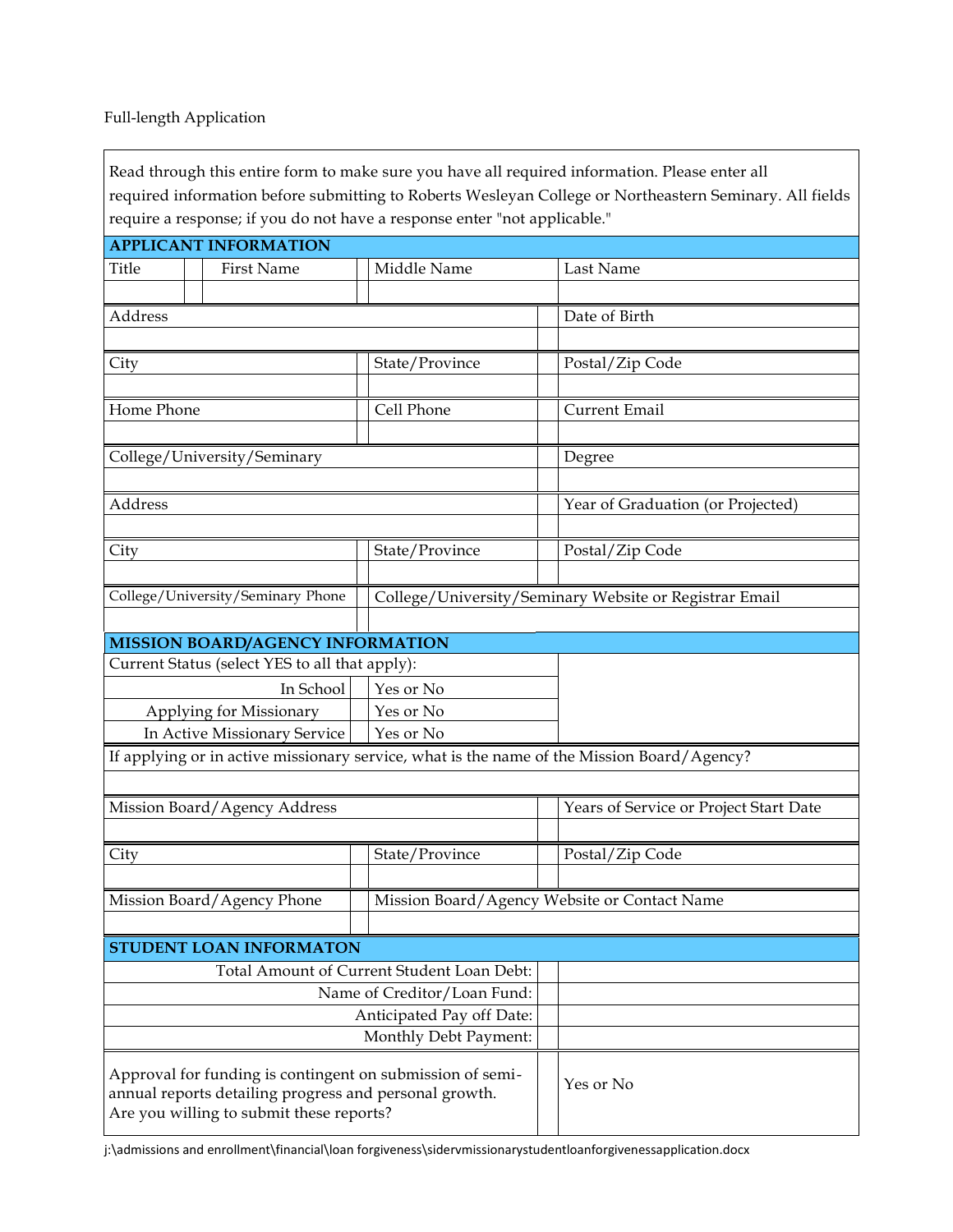Full-length Application

Read through this entire form to make sure you have all required information. Please enter all required information before submitting to Roberts Wesleyan College or Northeastern Seminary. All fields require a response; if you do not have a response enter "not applicable."

## APPLICANT INFORMATION

| Title | First Name | Middle Name | Last Name |
|---|---|---|---|
| | | | |

| Address | Date of Birth |
|---|---|
| | |

| City | State/Province | Postal/Zip Code |
|---|---|---|
| | | |

| Home Phone | Cell Phone | Current Email |
|---|---|---|
| | | |

| College/University/Seminary | Degree |
|---|---|
| | |

| Address | Year of Graduation (or Projected) |
|---|---|
| | |

| City | State/Province | Postal/Zip Code |
|---|---|---|
| | | |

| College/University/Seminary Phone | College/University/Seminary Website or Registrar Email |
|---|---|
| | |

## MISSION BOARD/AGENCY INFORMATION

Current Status (select YES to all that apply):

| | |
|---|---|
| In School | Yes or No |
| Applying for Missionary | Yes or No |
| In Active Missionary Service | Yes or No |

If applying or in active missionary service, what is the name of the Mission Board/Agency?

| Mission Board/Agency Address | Years of Service or Project Start Date |
|---|---|
| | |

| City | State/Province | Postal/Zip Code |
|---|---|---|
| | | |

| Mission Board/Agency Phone | Mission Board/Agency Website or Contact Name |
|---|---|
| | |

## STUDENT LOAN INFORMATON

| | |
|---|---|
| Total Amount of Current Student Loan Debt: | |
| Name of Creditor/Loan Fund: | |
| Anticipated Pay off Date: | |
| Monthly Debt Payment: | |

| | |
|---|---|
| Approval for funding is contingent on submission of semi-annual reports detailing progress and personal growth. Are you willing to submit these reports? | Yes or No |

j:\admissions and enrollment\financial\loan forgiveness\sidervmissionarystudentloanforgivenessapplication.docx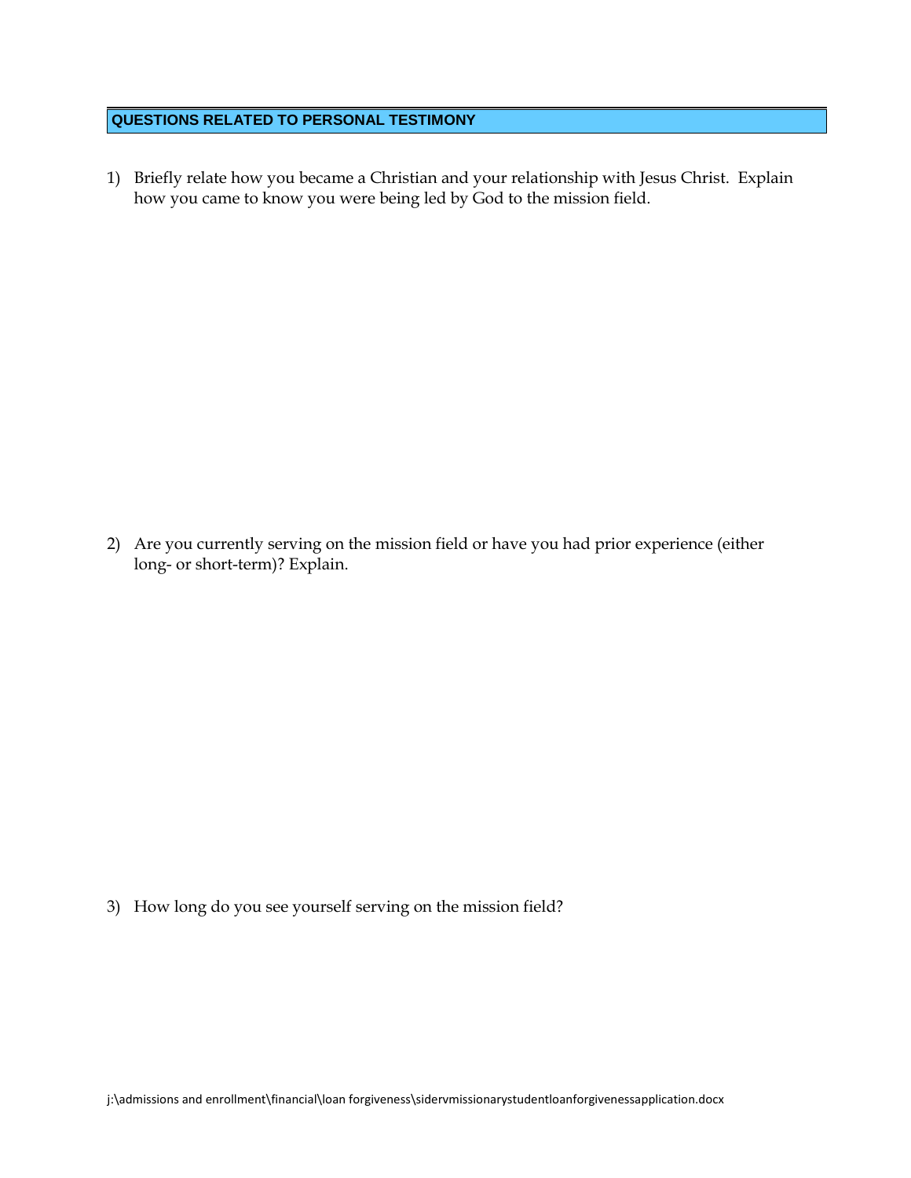## QUESTIONS RELATED TO PERSONAL TESTIMONY

1) Briefly relate how you became a Christian and your relationship with Jesus Christ. Explain how you came to know you were being led by God to the mission field.

2) Are you currently serving on the mission field or have you had prior experience (either long- or short-term)? Explain.

3) How long do you see yourself serving on the mission field?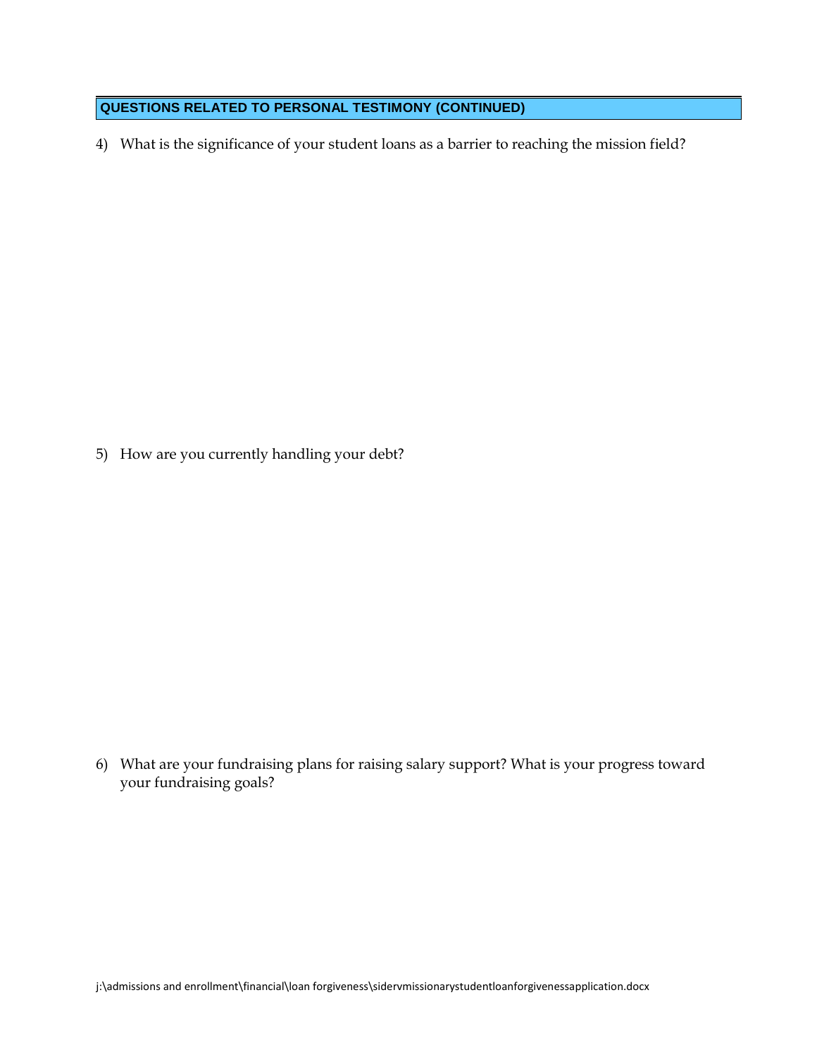## QUESTIONS RELATED TO PERSONAL TESTIMONY (CONTINUED)

4) What is the significance of your student loans as a barrier to reaching the mission field?

5) How are you currently handling your debt?

6) What are your fundraising plans for raising salary support? What is your progress toward your fundraising goals?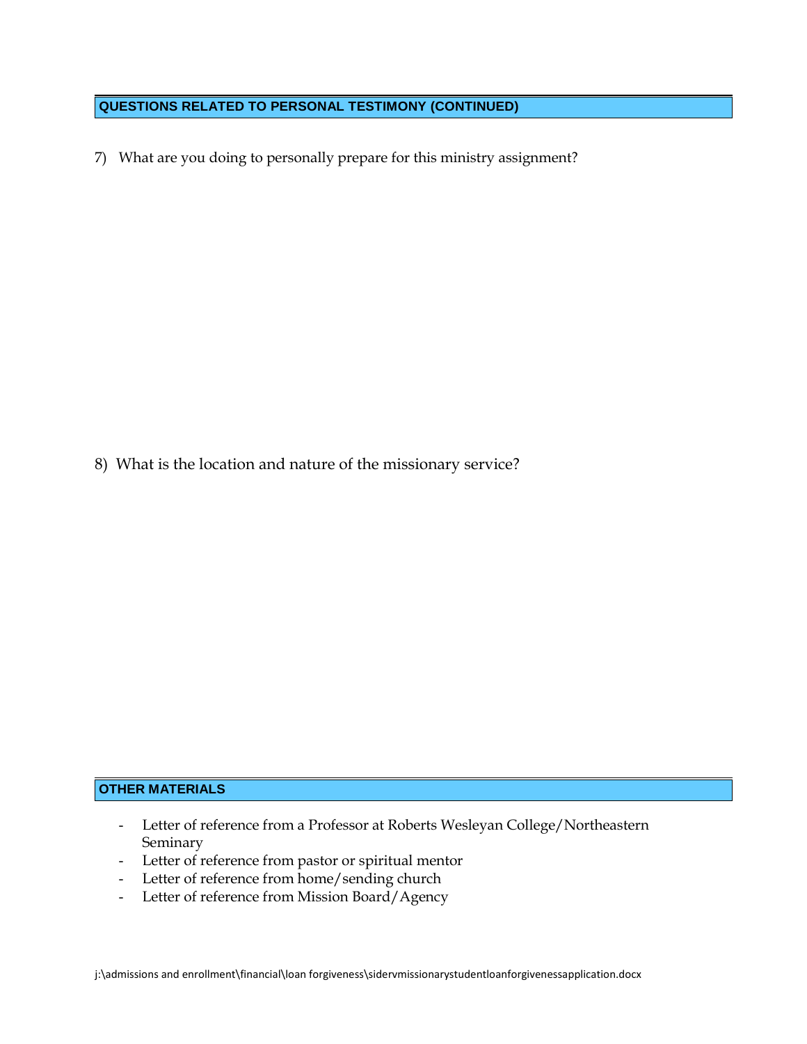## QUESTIONS RELATED TO PERSONAL TESTIMONY (CONTINUED)

7) What are you doing to personally prepare for this ministry assignment?

8) What is the location and nature of the missionary service?

## OTHER MATERIALS

- Letter of reference from a Professor at Roberts Wesleyan College/Northeastern Seminary
- Letter of reference from pastor or spiritual mentor
- Letter of reference from home/sending church
- Letter of reference from Mission Board/Agency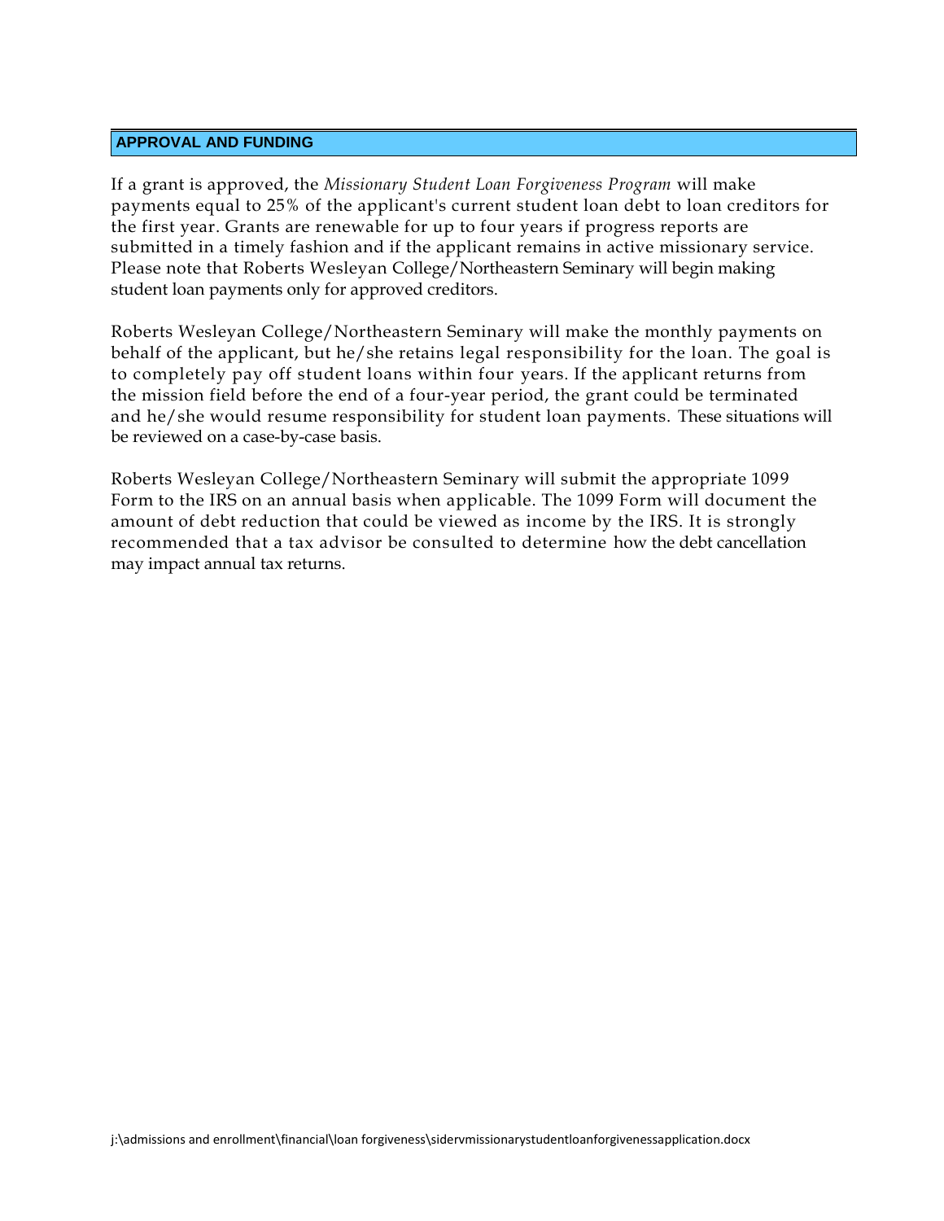## APPROVAL AND FUNDING

If a grant is approved, the *Missionary Student Loan Forgiveness Program* will make payments equal to 25% of the applicant's current student loan debt to loan creditors for the first year. Grants are renewable for up to four years if progress reports are submitted in a timely fashion and if the applicant remains in active missionary service. Please note that Roberts Wesleyan College/Northeastern Seminary will begin making student loan payments only for approved creditors.

Roberts Wesleyan College/Northeastern Seminary will make the monthly payments on behalf of the applicant, but he/she retains legal responsibility for the loan. The goal is to completely pay off student loans within four years. If the applicant returns from the mission field before the end of a four-year period, the grant could be terminated and he/she would resume responsibility for student loan payments. These situations will be reviewed on a case-by-case basis.

Roberts Wesleyan College/Northeastern Seminary will submit the appropriate 1099 Form to the IRS on an annual basis when applicable. The 1099 Form will document the amount of debt reduction that could be viewed as income by the IRS. It is strongly recommended that a tax advisor be consulted to determine how the debt cancellation may impact annual tax returns.

j:\admissions and enrollment\financial\loan forgiveness\sidervmissionarystudentloanforgivenessapplication.docx